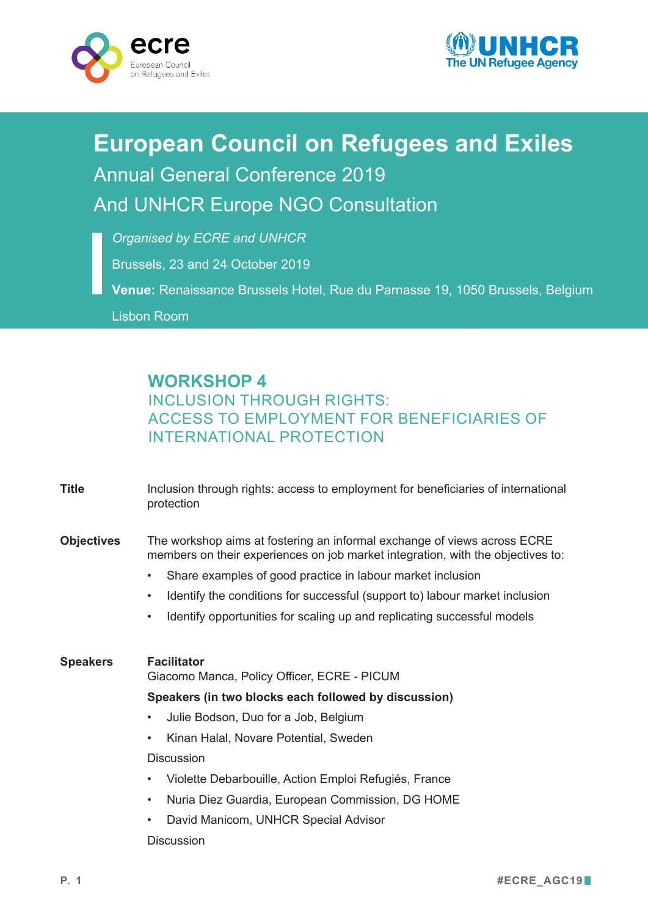# European Council on Refugees and Exiles

## Annual General Conference 2019

## And UNHCR Europe NGO Consultation

*Organised by ECRE and UNHCR*

Brussels, 23 and 24 October 2019

**Venue:** Renaissance Brussels Hotel, Rue du Parnasse 19, 1050 Brussels, Belgium

Lisbon Room

## WORKSHOP 4

### INCLUSION THROUGH RIGHTS: ACCESS TO EMPLOYMENT FOR BENEFICIARIES OF INTERNATIONAL PROTECTION

**Title**

Inclusion through rights: access to employment for beneficiaries of international protection

**Objectives**

The workshop aims at fostering an informal exchange of views across ECRE members on their experiences on job market integration, with the objectives to:

- Share examples of good practice in labour market inclusion
- Identify the conditions for successful (support to) labour market inclusion
- Identify opportunities for scaling up and replicating successful models

**Speakers**

**Facilitator**

Giacomo Manca, Policy Officer, ECRE - PICUM

**Speakers (in two blocks each followed by discussion)**

- Julie Bodson, Duo for a Job, Belgium
- Kinan Halal, Novare Potential, Sweden

Discussion

- Violette Debarbouille, Action Emploi Refugiés, France
- Nuria Diez Guardia, European Commission, DG HOME
- David Manicom, UNHCR Special Advisor

Discussion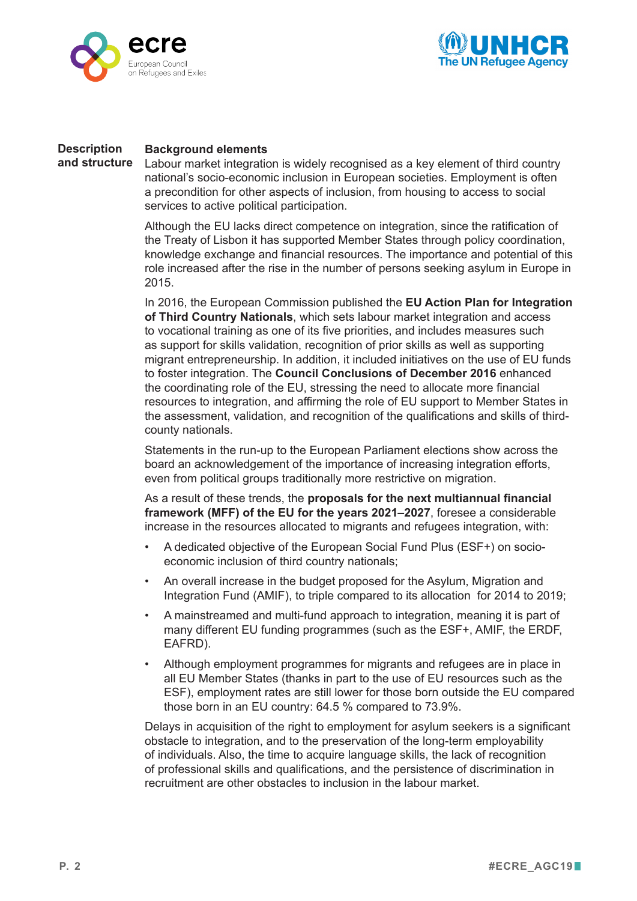**Description and structure**

**Background elements**

Labour market integration is widely recognised as a key element of third country national's socio-economic inclusion in European societies. Employment is often a precondition for other aspects of inclusion, from housing to access to social services to active political participation.

Although the EU lacks direct competence on integration, since the ratification of the Treaty of Lisbon it has supported Member States through policy coordination, knowledge exchange and financial resources. The importance and potential of this role increased after the rise in the number of persons seeking asylum in Europe in 2015.

In 2016, the European Commission published the **EU Action Plan for Integration of Third Country Nationals**, which sets labour market integration and access to vocational training as one of its five priorities, and includes measures such as support for skills validation, recognition of prior skills as well as supporting migrant entrepreneurship. In addition, it included initiatives on the use of EU funds to foster integration. The **Council Conclusions of December 2016** enhanced the coordinating role of the EU, stressing the need to allocate more financial resources to integration, and affirming the role of EU support to Member States in the assessment, validation, and recognition of the qualifications and skills of third-county nationals.

Statements in the run-up to the European Parliament elections show across the board an acknowledgement of the importance of increasing integration efforts, even from political groups traditionally more restrictive on migration.

As a result of these trends, the **proposals for the next multiannual financial framework (MFF) of the EU for the years 2021–2027**, foresee a considerable increase in the resources allocated to migrants and refugees integration, with:

- A dedicated objective of the European Social Fund Plus (ESF+) on socio-economic inclusion of third country nationals;
- An overall increase in the budget proposed for the Asylum, Migration and Integration Fund (AMIF), to triple compared to its allocation for 2014 to 2019;
- A mainstreamed and multi-fund approach to integration, meaning it is part of many different EU funding programmes (such as the ESF+, AMIF, the ERDF, EAFRD).
- Although employment programmes for migrants and refugees are in place in all EU Member States (thanks in part to the use of EU resources such as the ESF), employment rates are still lower for those born outside the EU compared those born in an EU country: 64.5 % compared to 73.9%.

Delays in acquisition of the right to employment for asylum seekers is a significant obstacle to integration, and to the preservation of the long-term employability of individuals. Also, the time to acquire language skills, the lack of recognition of professional skills and qualifications, and the persistence of discrimination in recruitment are other obstacles to inclusion in the labour market.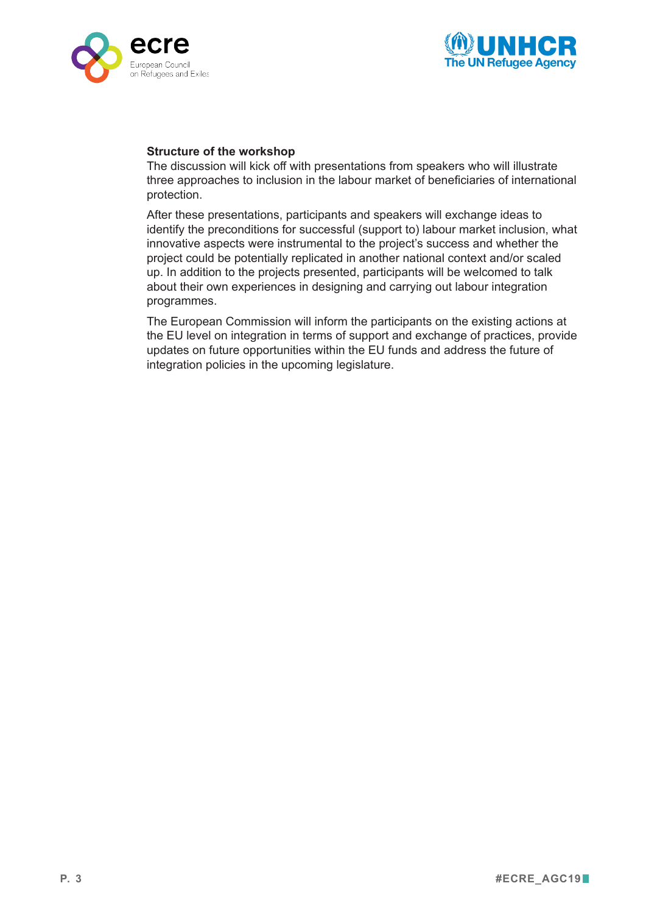**Structure of the workshop**

The discussion will kick off with presentations from speakers who will illustrate three approaches to inclusion in the labour market of beneficiaries of international protection.

After these presentations, participants and speakers will exchange ideas to identify the preconditions for successful (support to) labour market inclusion, what innovative aspects were instrumental to the project's success and whether the project could be potentially replicated in another national context and/or scaled up. In addition to the projects presented, participants will be welcomed to talk about their own experiences in designing and carrying out labour integration programmes.

The European Commission will inform the participants on the existing actions at the EU level on integration in terms of support and exchange of practices, provide updates on future opportunities within the EU funds and address the future of integration policies in the upcoming legislature.